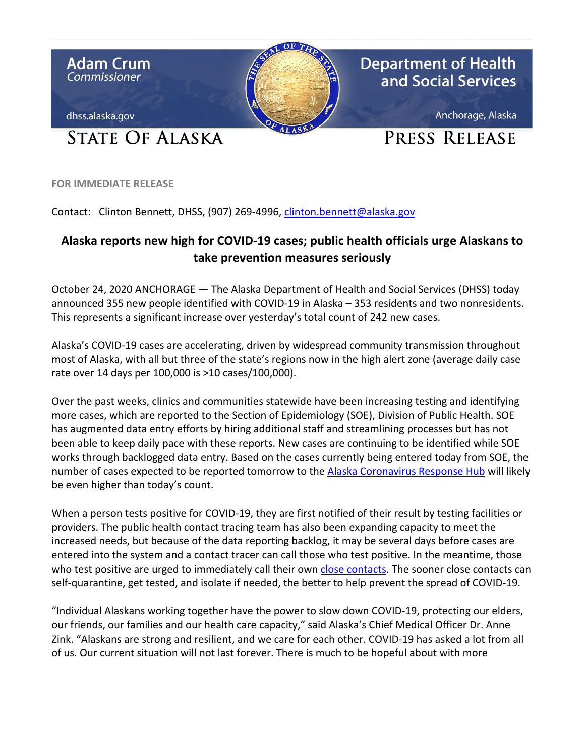Adam Crum
*Commissioner*

dhss.alaska.gov

**Department of Health and Social Services**

Anchorage, Alaska

STATE OF ALASKA

PRESS RELEASE

**FOR IMMEDIATE RELEASE**

Contact: Clinton Bennett, DHSS, (907) 269-4996, [clinton.bennett@alaska.gov](mailto:clinton.bennett@alaska.gov)

## Alaska reports new high for COVID-19 cases; public health officials urge Alaskans to take prevention measures seriously

October 24, 2020 ANCHORAGE — The Alaska Department of Health and Social Services (DHSS) today announced 355 new people identified with COVID-19 in Alaska – 353 residents and two nonresidents. This represents a significant increase over yesterday's total count of 242 new cases.

Alaska's COVID-19 cases are accelerating, driven by widespread community transmission throughout most of Alaska, with all but three of the state's regions now in the high alert zone (average daily case rate over 14 days per 100,000 is >10 cases/100,000).

Over the past weeks, clinics and communities statewide have been increasing testing and identifying more cases, which are reported to the Section of Epidemiology (SOE), Division of Public Health. SOE has augmented data entry efforts by hiring additional staff and streamlining processes but has not been able to keep daily pace with these reports. New cases are continuing to be identified while SOE works through backlogged data entry. Based on the cases currently being entered today from SOE, the number of cases expected to be reported tomorrow to the Alaska Coronavirus Response Hub will likely be even higher than today's count.

When a person tests positive for COVID-19, they are first notified of their result by testing facilities or providers. The public health contact tracing team has also been expanding capacity to meet the increased needs, but because of the data reporting backlog, it may be several days before cases are entered into the system and a contact tracer can call those who test positive. In the meantime, those who test positive are urged to immediately call their own close contacts. The sooner close contacts can self-quarantine, get tested, and isolate if needed, the better to help prevent the spread of COVID-19.

"Individual Alaskans working together have the power to slow down COVID-19, protecting our elders, our friends, our families and our health care capacity," said Alaska's Chief Medical Officer Dr. Anne Zink. "Alaskans are strong and resilient, and we care for each other. COVID-19 has asked a lot from all of us. Our current situation will not last forever. There is much to be hopeful about with more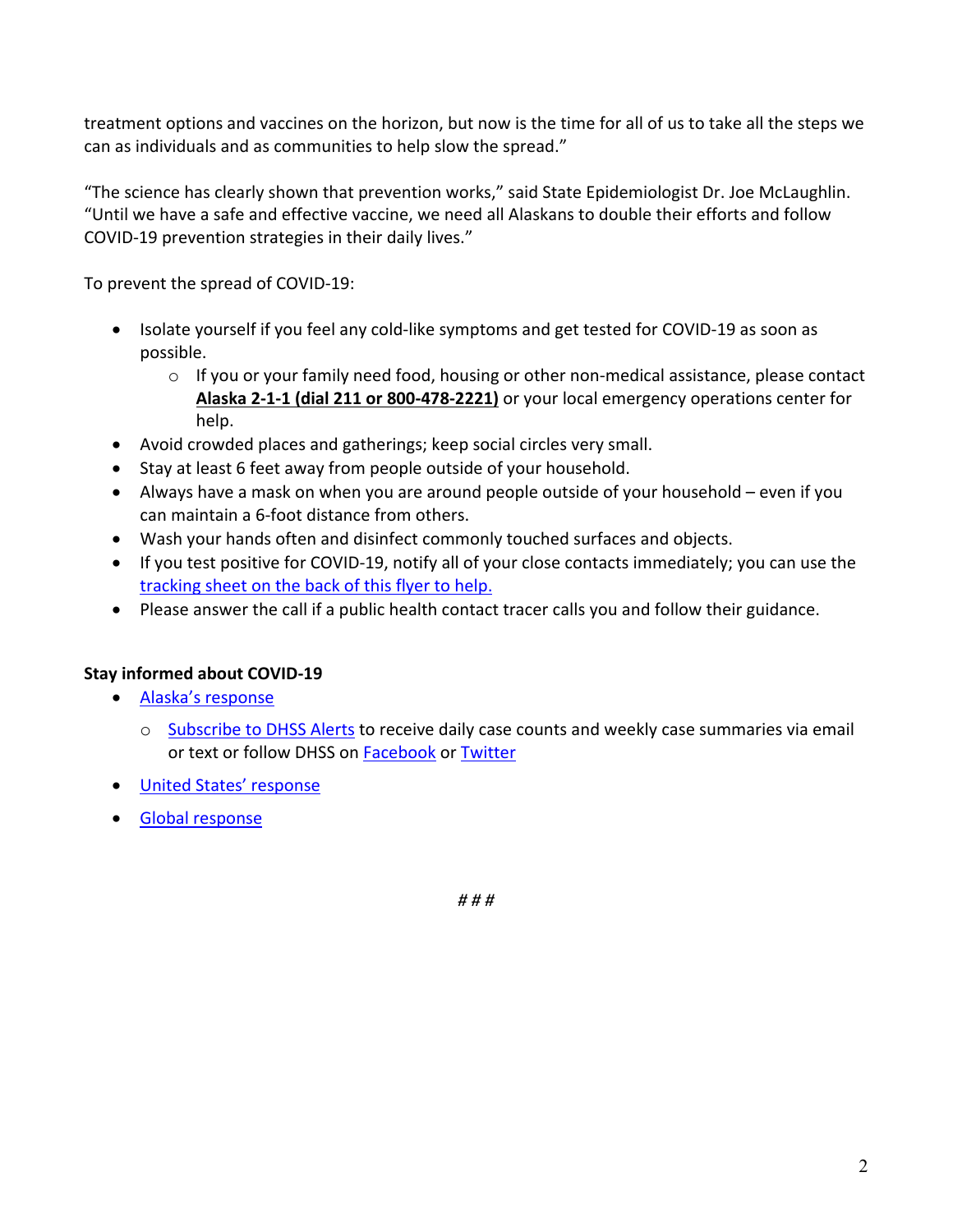treatment options and vaccines on the horizon, but now is the time for all of us to take all the steps we can as individuals and as communities to help slow the spread."

"The science has clearly shown that prevention works," said State Epidemiologist Dr. Joe McLaughlin. "Until we have a safe and effective vaccine, we need all Alaskans to double their efforts and follow COVID-19 prevention strategies in their daily lives."

To prevent the spread of COVID-19:

- Isolate yourself if you feel any cold-like symptoms and get tested for COVID-19 as soon as possible.
  - If you or your family need food, housing or other non-medical assistance, please contact **Alaska 2-1-1 (dial 211 or 800-478-2221)** or your local emergency operations center for help.
- Avoid crowded places and gatherings; keep social circles very small.
- Stay at least 6 feet away from people outside of your household.
- Always have a mask on when you are around people outside of your household – even if you can maintain a 6-foot distance from others.
- Wash your hands often and disinfect commonly touched surfaces and objects.
- If you test positive for COVID-19, notify all of your close contacts immediately; you can use the tracking sheet on the back of this flyer to help.
- Please answer the call if a public health contact tracer calls you and follow their guidance.

**Stay informed about COVID-19**

- Alaska's response
  - Subscribe to DHSS Alerts to receive daily case counts and weekly case summaries via email or text or follow DHSS on Facebook or Twitter
- United States' response
- Global response

# # #